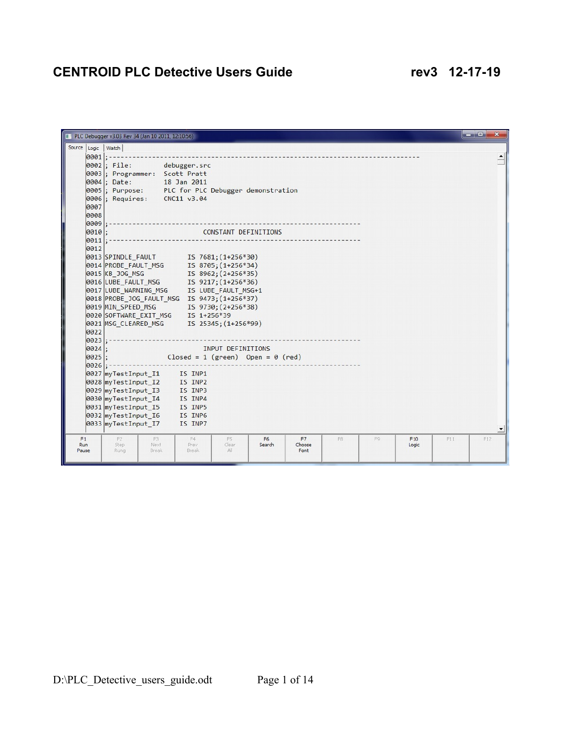# CENTROID PLC Detective Users Guide rev3 12-17-19

```
PLC Debugger v3.03 Rev 34 (Jan 10 2011, 12:10:56)
Source | Logic | Watch

0001 ;-----------------------------------------------------------------------------
0002 ; File:        debugger.src
0003 ; Programmer:  Scott Pratt
0004 ; Date:        18 Jan 2011
0005 ; Purpose:     PLC for PLC Debugger demonstration
0006 ; Requires:    CNC11 v3.04
0007
0008
0009 ;---------------------------------------------------------------
0010 ;                         CONSTANT DEFINITIONS
0011 ;---------------------------------------------------------------
0012
0013 SPINDLE_FAULT        IS 7681;(1+256*30)
0014 PROBE_FAULT_MSG      IS 8705;(1+256*34)
0015 KB_JOG_MSG           IS 8962;(2+256*35)
0016 LUBE_FAULT_MSG       IS 9217;(1+256*36)
0017 LUBE_WARNING_MSG     IS LUBE_FAULT_MSG+1
0018 PROBE_JOG_FAULT_MSG  IS 9473;(1+256*37)
0019 MIN_SPEED_MSG        IS 9730;(2+256*38)
0020 SOFTWARE_EXIT_MSG    IS 1+256*39
0021 MSG_CLEARED_MSG      IS 25345;(1+256*99)
0022
0023 ;---------------------------------------------------------------
0024 ;                         INPUT DEFINITIONS
0025 ;               Closed = 1 (green)  Open = 0 (red)
0026 ;---------------------------------------------------------------
0027 myTestInput_I1     IS INP1
0028 myTestInput_I2     IS INP2
0029 myTestInput_I3     IS INP3
0030 myTestInput_I4     IS INP4
0031 myTestInput_I5     IS INP5
0032 myTestInput_I6     IS INP6
0033 myTestInput_I7     IS INP7

F1 Run Pause | F2 Step Rung | F3 Next Break | F4 Prev Break | F5 Clear All | F6 Search | F7 Choose Font | F8 | F9 | F10 Logic | F11 | F12
```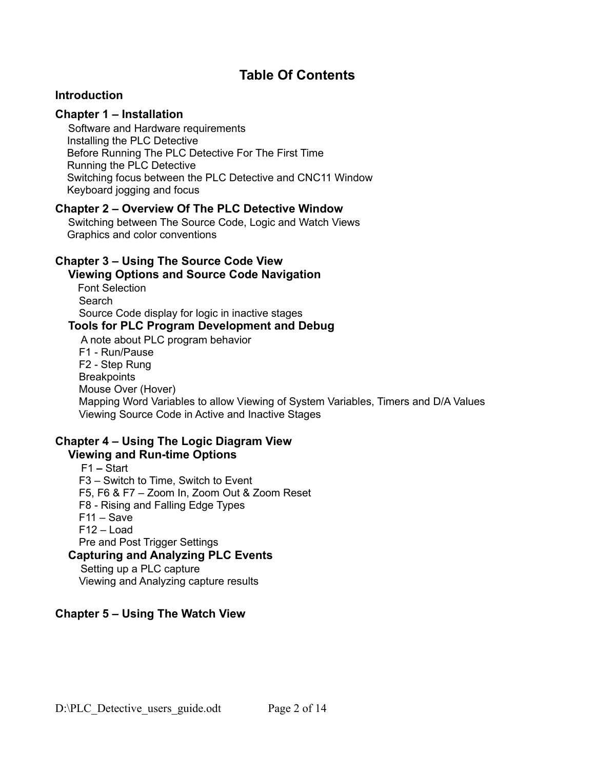# Table Of Contents

## Introduction

## Chapter 1 – Installation

- Software and Hardware requirements
- Installing the PLC Detective
- Before Running The PLC Detective For The First Time
- Running the PLC Detective
- Switching focus between the PLC Detective and CNC11 Window
- Keyboard jogging and focus

## Chapter 2 – Overview Of The PLC Detective Window

- Switching between The Source Code, Logic and Watch Views
- Graphics and color conventions

## Chapter 3 – Using The Source Code View

### Viewing Options and Source Code Navigation

- Font Selection
- Search
- Source Code display for logic in inactive stages

### Tools for PLC Program Development and Debug

- A note about PLC program behavior
- F1 - Run/Pause
- F2 - Step Rung
- Breakpoints
- Mouse Over (Hover)
- Mapping Word Variables to allow Viewing of System Variables, Timers and D/A Values
- Viewing Source Code in Active and Inactive Stages

## Chapter 4 – Using The Logic Diagram View

### Viewing and Run-time Options

- F1 **–** Start
- F3 – Switch to Time, Switch to Event
- F5, F6 & F7 – Zoom In, Zoom Out & Zoom Reset
- F8 - Rising and Falling Edge Types
- F11 – Save
- F12 – Load
- Pre and Post Trigger Settings

### Capturing and Analyzing PLC Events

- Setting up a PLC capture
- Viewing and Analyzing capture results

## Chapter 5 – Using The Watch View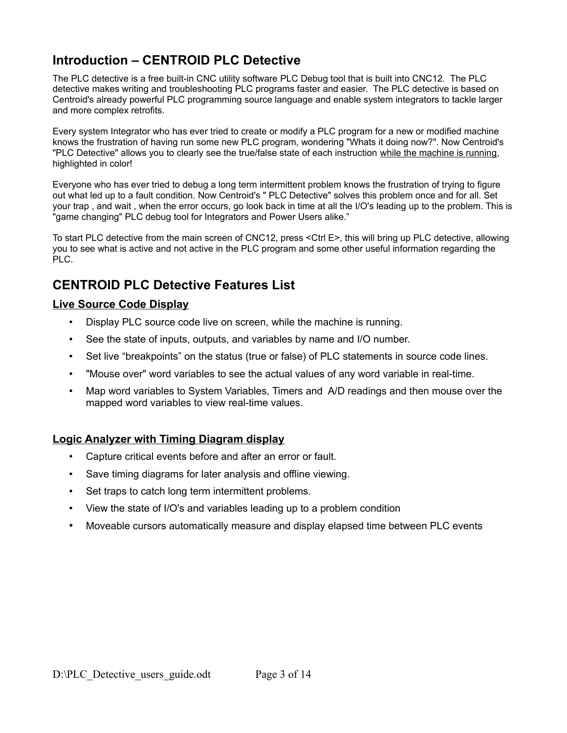## Introduction – CENTROID PLC Detective

The PLC detective is a free built-in CNC utility software PLC Debug tool that is built into CNC12. The PLC detective makes writing and troubleshooting PLC programs faster and easier. The PLC detective is based on Centroid's already powerful PLC programming source language and enable system integrators to tackle larger and more complex retrofits.

Every system Integrator who has ever tried to create or modify a PLC program for a new or modified machine knows the frustration of having run some new PLC program, wondering "Whats it doing now?". Now Centroid's "PLC Detective" allows you to clearly see the true/false state of each instruction <u>while the machine is running</u>, highlighted in color!

Everyone who has ever tried to debug a long term intermittent problem knows the frustration of trying to figure out what led up to a fault condition. Now Centroid's " PLC Detective" solves this problem once and for all. Set your trap , and wait , when the error occurs, go look back in time at all the I/O's leading up to the problem. This is "game changing" PLC debug tool for Integrators and Power Users alike."

To start PLC detective from the main screen of CNC12, press <Ctrl E>, this will bring up PLC detective, allowing you to see what is active and not active in the PLC program and some other useful information regarding the PLC.

## CENTROID PLC Detective Features List

### Live Source Code Display

- Display PLC source code live on screen, while the machine is running.
- See the state of inputs, outputs, and variables by name and I/O number.
- Set live "breakpoints" on the status (true or false) of PLC statements in source code lines.
- "Mouse over" word variables to see the actual values of any word variable in real-time.
- Map word variables to System Variables, Timers and A/D readings and then mouse over the mapped word variables to view real-time values.

### Logic Analyzer with Timing Diagram display

- Capture critical events before and after an error or fault.
- Save timing diagrams for later analysis and offline viewing.
- Set traps to catch long term intermittent problems.
- View the state of I/O's and variables leading up to a problem condition
- Moveable cursors automatically measure and display elapsed time between PLC events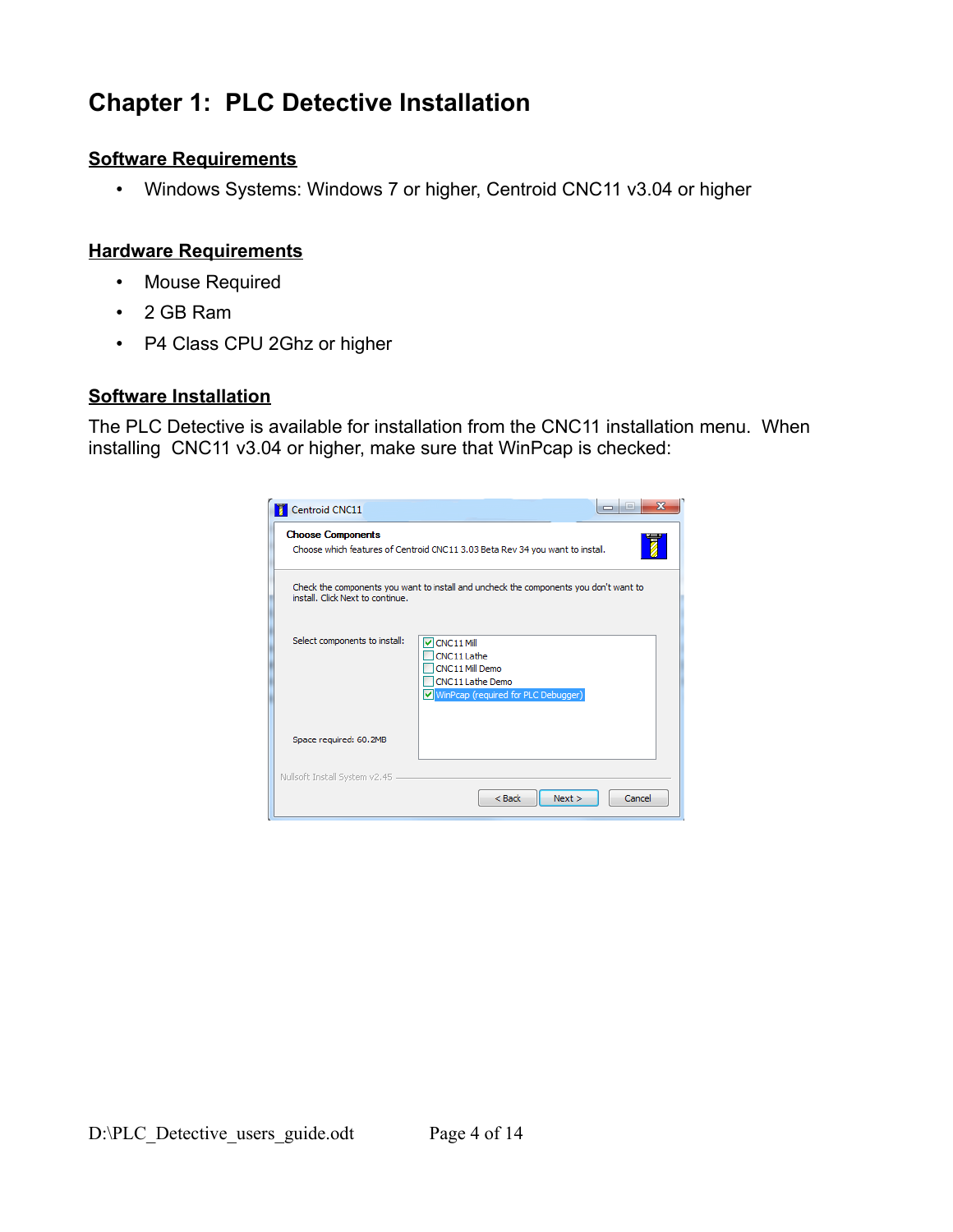# Chapter 1: PLC Detective Installation

## Software Requirements

- Windows Systems: Windows 7 or higher, Centroid CNC11 v3.04 or higher

## Hardware Requirements

- Mouse Required
- 2 GB Ram
- P4 Class CPU 2Ghz or higher

## Software Installation

The PLC Detective is available for installation from the CNC11 installation menu. When installing CNC11 v3.04 or higher, make sure that WinPcap is checked: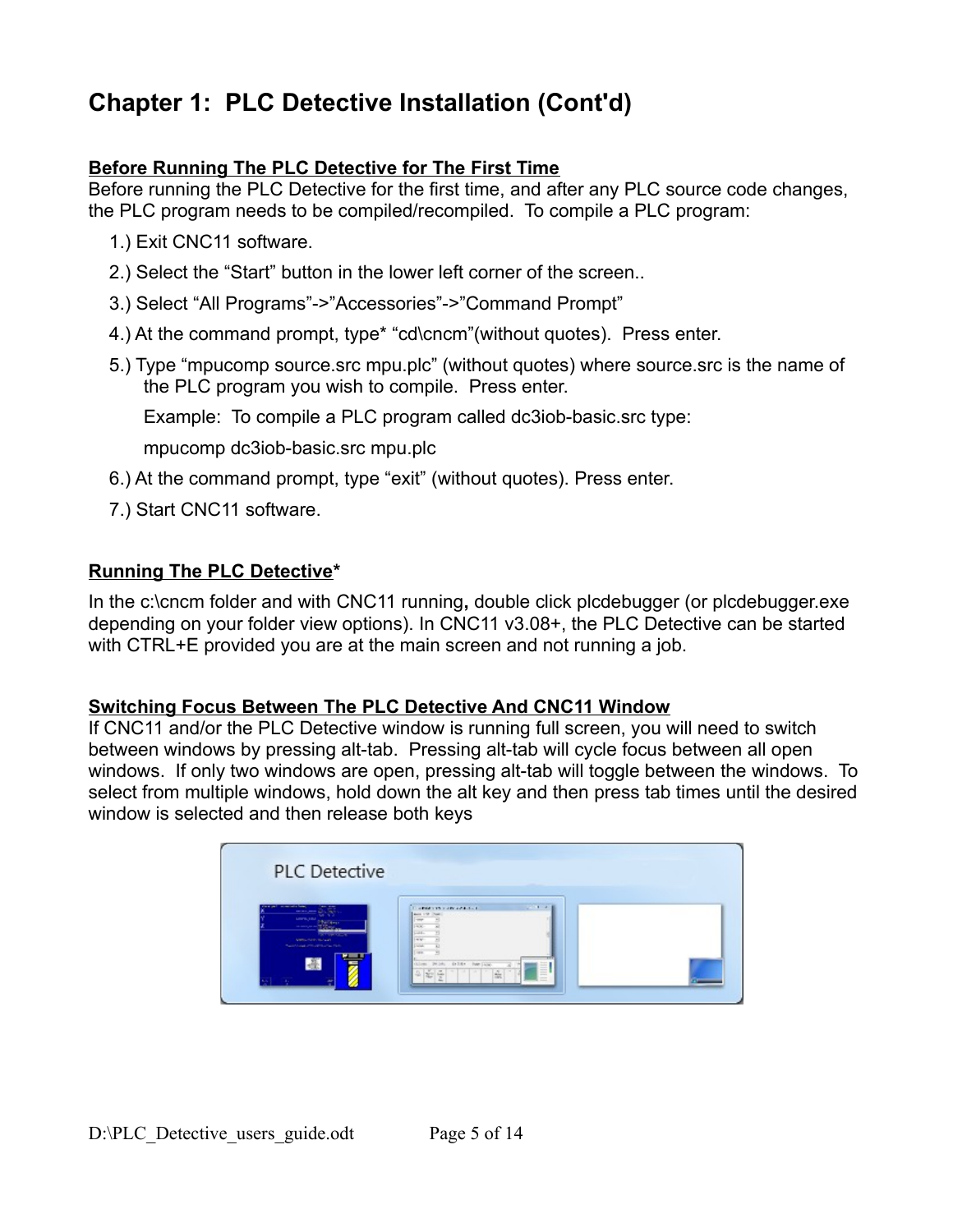# Chapter 1: PLC Detective Installation (Cont'd)

**Before Running The PLC Detective for The First Time**

Before running the PLC Detective for the first time, and after any PLC source code changes, the PLC program needs to be compiled/recompiled. To compile a PLC program:

1.) Exit CNC11 software.

2.) Select the "Start" button in the lower left corner of the screen..

3.) Select "All Programs"->"Accessories"->"Command Prompt"

4.) At the command prompt, type* "cd\cncm"(without quotes). Press enter.

5.) Type "mpucomp source.src mpu.plc" (without quotes) where source.src is the name of the PLC program you wish to compile. Press enter.

Example: To compile a PLC program called dc3iob-basic.src type:

mpucomp dc3iob-basic.src mpu.plc

6.) At the command prompt, type "exit" (without quotes). Press enter.

7.) Start CNC11 software.

**Running The PLC Detective***

In the c:\cncm folder and with CNC11 running**,** double click plcdebugger (or plcdebugger.exe depending on your folder view options). In CNC11 v3.08+, the PLC Detective can be started with CTRL+E provided you are at the main screen and not running a job.

**Switching Focus Between The PLC Detective And CNC11 Window**

If CNC11 and/or the PLC Detective window is running full screen, you will need to switch between windows by pressing alt-tab. Pressing alt-tab will cycle focus between all open windows. If only two windows are open, pressing alt-tab will toggle between the windows. To select from multiple windows, hold down the alt key and then press tab times until the desired window is selected and then release both keys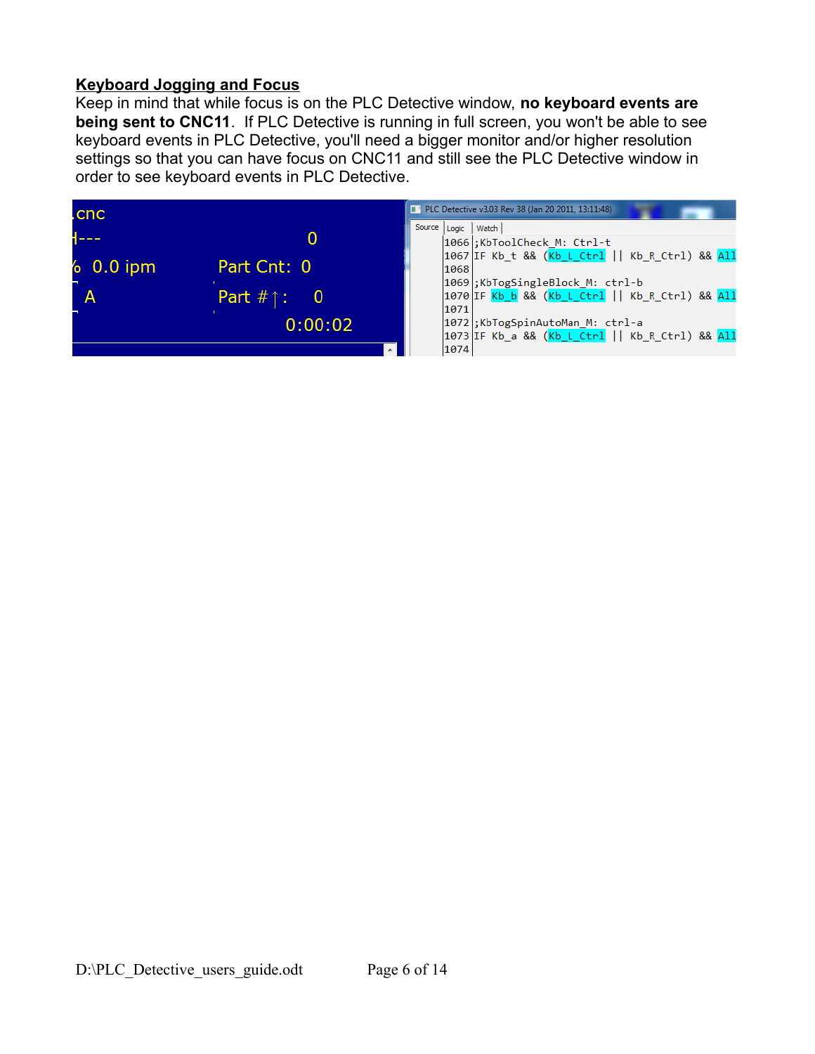## Keyboard Jogging and Focus

Keep in mind that while focus is on the PLC Detective window, **no keyboard events are being sent to CNC11**. If PLC Detective is running in full screen, you won't be able to see keyboard events in PLC Detective, you'll need a bigger monitor and/or higher resolution settings so that you can have focus on CNC11 and still see the PLC Detective window in order to see keyboard events in PLC Detective.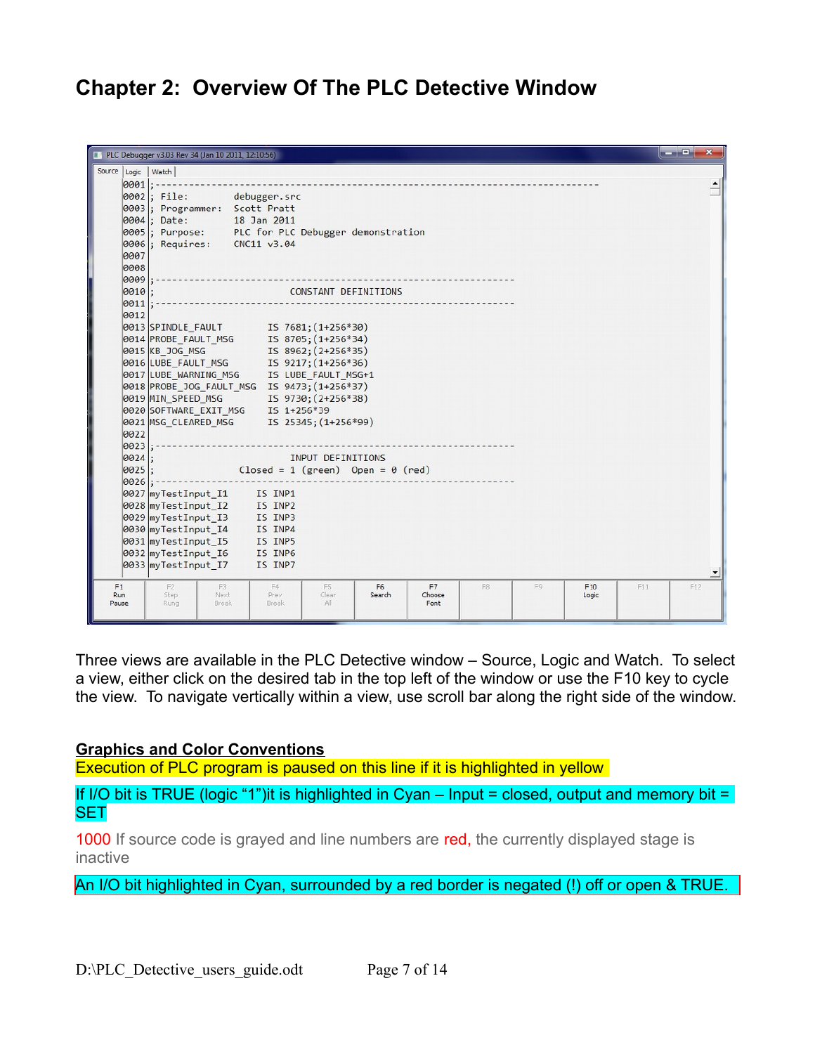# Chapter 2: Overview Of The PLC Detective Window

Three views are available in the PLC Detective window – Source, Logic and Watch. To select a view, either click on the desired tab in the top left of the window or use the F10 key to cycle the view. To navigate vertically within a view, use scroll bar along the right side of the window.

**Graphics and Color Conventions**

Execution of PLC program is paused on this line if it is highlighted in yellow

If I/O bit is TRUE (logic "1")it is highlighted in Cyan – Input = closed, output and memory bit = SET

1000 If source code is grayed and line numbers are red, the currently displayed stage is inactive

An I/O bit highlighted in Cyan, surrounded by a red border is negated (!) off or open & TRUE.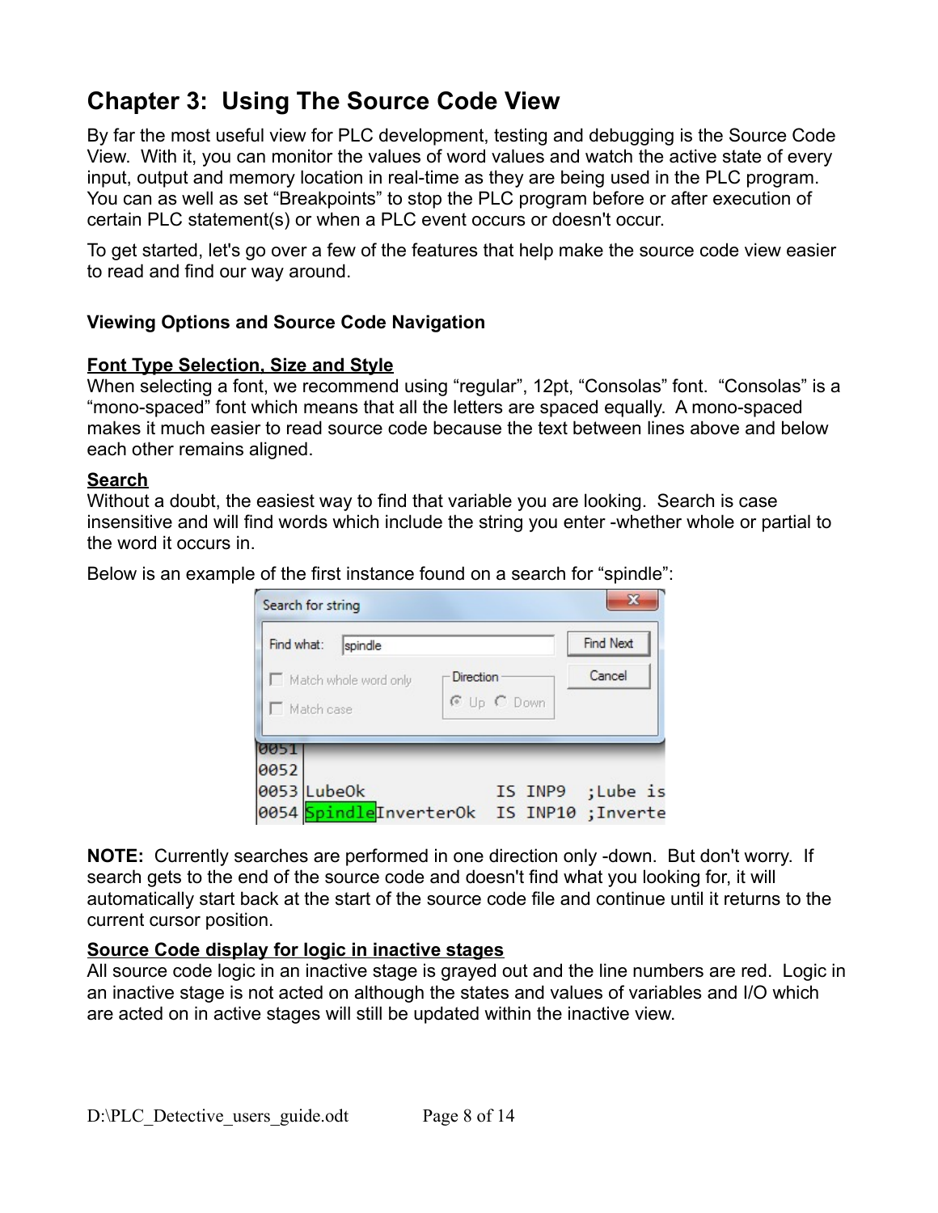# Chapter 3: Using The Source Code View

By far the most useful view for PLC development, testing and debugging is the Source Code View. With it, you can monitor the values of word values and watch the active state of every input, output and memory location in real-time as they are being used in the PLC program. You can as well as set "Breakpoints" to stop the PLC program before or after execution of certain PLC statement(s) or when a PLC event occurs or doesn't occur.

To get started, let's go over a few of the features that help make the source code view easier to read and find our way around.

### Viewing Options and Source Code Navigation

**Font Type Selection, Size and Style**
When selecting a font, we recommend using "regular", 12pt, "Consolas" font. "Consolas" is a "mono-spaced" font which means that all the letters are spaced equally. A mono-spaced makes it much easier to read source code because the text between lines above and below each other remains aligned.

**Search**
Without a doubt, the easiest way to find that variable you are looking. Search is case insensitive and will find words which include the string you enter -whether whole or partial to the word it occurs in.

Below is an example of the first instance found on a search for "spindle":

**NOTE:** Currently searches are performed in one direction only -down. But don't worry. If search gets to the end of the source code and doesn't find what you looking for, it will automatically start back at the start of the source code file and continue until it returns to the current cursor position.

**Source Code display for logic in inactive stages**
All source code logic in an inactive stage is grayed out and the line numbers are red. Logic in an inactive stage is not acted on although the states and values of variables and I/O which are acted on in active stages will still be updated within the inactive view.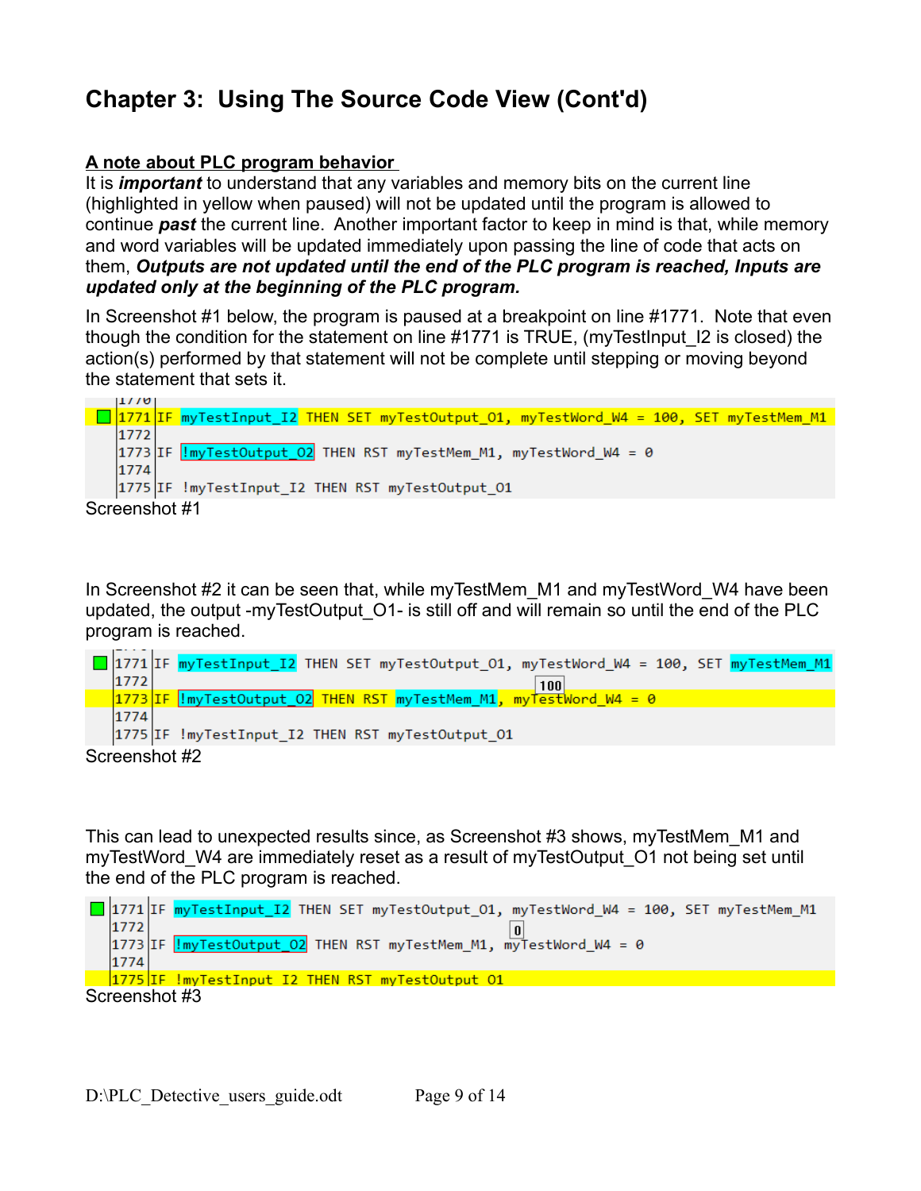# Chapter 3: Using The Source Code View (Cont'd)

## A note about PLC program behavior

It is ***important*** to understand that any variables and memory bits on the current line (highlighted in yellow when paused) will not be updated until the program is allowed to continue ***past*** the current line. Another important factor to keep in mind is that, while memory and word variables will be updated immediately upon passing the line of code that acts on them, ***Outputs are not updated until the end of the PLC program is reached, Inputs are updated only at the beginning of the PLC program.***

In Screenshot #1 below, the program is paused at a breakpoint on line #1771. Note that even though the condition for the statement on line #1771 is TRUE, (myTestInput_I2 is closed) the action(s) performed by that statement will not be complete until stepping or moving beyond the statement that sets it.

```
1771 IF myTestInput_I2 THEN SET myTestOutput_O1, myTestWord_W4 = 100, SET myTestMem_M1
1772
1773 IF !myTestOutput_O2 THEN RST myTestMem_M1, myTestWord_W4 = 0
1774
1775 IF !myTestInput_I2 THEN RST myTestOutput_O1
```

Screenshot #1

In Screenshot #2 it can be seen that, while myTestMem_M1 and myTestWord_W4 have been updated, the output -myTestOutput_O1- is still off and will remain so until the end of the PLC program is reached.

```
1771 IF myTestInput_I2 THEN SET myTestOutput_O1, myTestWord_W4 = 100, SET myTestMem_M1
1772                                              100
1773 IF !myTestOutput_O2 THEN RST myTestMem_M1, myTestWord_W4 = 0
1774
1775 IF !myTestInput_I2 THEN RST myTestOutput_O1
```

Screenshot #2

This can lead to unexpected results since, as Screenshot #3 shows, myTestMem_M1 and myTestWord_W4 are immediately reset as a result of myTestOutput_O1 not being set until the end of the PLC program is reached.

```
1771 IF myTestInput_I2 THEN SET myTestOutput_O1, myTestWord_W4 = 100, SET myTestMem_M1
1772                                            0
1773 IF !myTestOutput_O2 THEN RST myTestMem_M1, myTestWord_W4 = 0
1774
1775 IF !myTestInput_I2 THEN RST myTestOutput_O1
```

Screenshot #3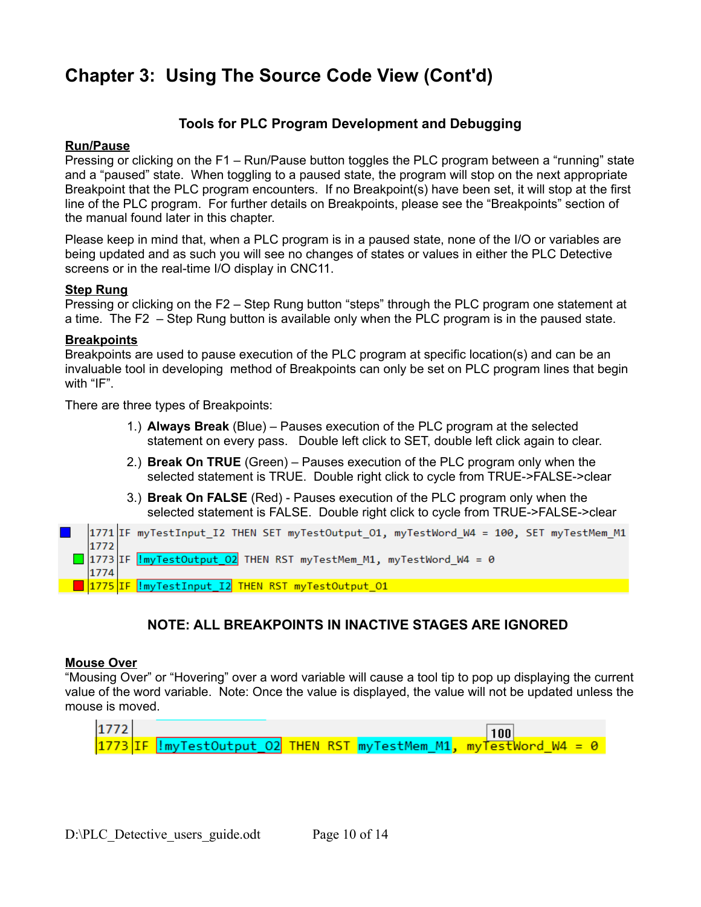# Chapter 3: Using The Source Code View (Cont'd)

## Tools for PLC Program Development and Debugging

**Run/Pause**

Pressing or clicking on the F1 – Run/Pause button toggles the PLC program between a "running" state and a "paused" state. When toggling to a paused state, the program will stop on the next appropriate Breakpoint that the PLC program encounters. If no Breakpoint(s) have been set, it will stop at the first line of the PLC program. For further details on Breakpoints, please see the "Breakpoints" section of the manual found later in this chapter.

Please keep in mind that, when a PLC program is in a paused state, none of the I/O or variables are being updated and as such you will see no changes of states or values in either the PLC Detective screens or in the real-time I/O display in CNC11.

**Step Rung**

Pressing or clicking on the F2 – Step Rung button "steps" through the PLC program one statement at a time. The F2 – Step Rung button is available only when the PLC program is in the paused state.

**Breakpoints**

Breakpoints are used to pause execution of the PLC program at specific location(s) and can be an invaluable tool in developing method of Breakpoints can only be set on PLC program lines that begin with "IF".

There are three types of Breakpoints:

1.) **Always Break** (Blue) – Pauses execution of the PLC program at the selected statement on every pass. Double left click to SET, double left click again to clear.

2.) **Break On TRUE** (Green) – Pauses execution of the PLC program only when the selected statement is TRUE. Double right click to cycle from TRUE->FALSE->clear

3.) **Break On FALSE** (Red) - Pauses execution of the PLC program only when the selected statement is FALSE. Double right click to cycle from TRUE->FALSE->clear

```
1771 IF myTestInput_I2 THEN SET myTestOutput_O1, myTestWord_W4 = 100, SET myTestMem_M1
1772
1773 IF !myTestOutput_O2 THEN RST myTestMem_M1, myTestWord_W4 = 0
1774
1775 IF !myTestInput_I2 THEN RST myTestOutput_O1
```

**NOTE: ALL BREAKPOINTS IN INACTIVE STAGES ARE IGNORED**

**Mouse Over**

"Mousing Over" or "Hovering" over a word variable will cause a tool tip to pop up displaying the current value of the word variable. Note: Once the value is displayed, the value will not be updated unless the mouse is moved.

```
1772                                              100
1773 IF !myTestOutput_O2 THEN RST myTestMem_M1, myTestWord_W4 = 0
```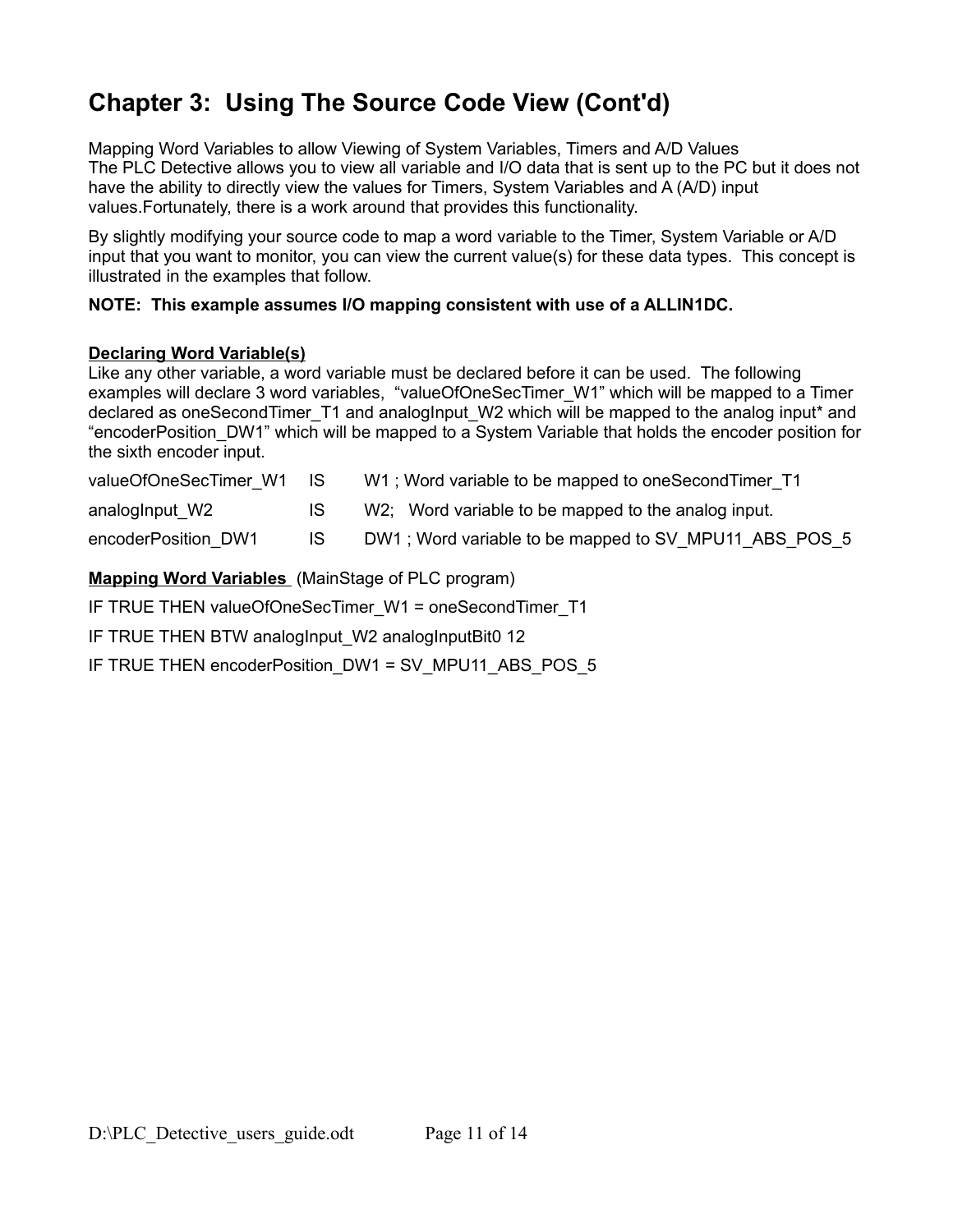# Chapter 3:  Using The Source Code View (Cont'd)

Mapping Word Variables to allow Viewing of System Variables, Timers and A/D Values
The PLC Detective allows you to view all variable and I/O data that is sent up to the PC but it does not have the ability to directly view the values for Timers, System Variables and A (A/D) input values.Fortunately, there is a work around that provides this functionality.

By slightly modifying your source code to map a word variable to the Timer, System Variable or A/D input that you want to monitor, you can view the current value(s) for these data types.  This concept is illustrated in the examples that follow.

**NOTE:  This example assumes I/O mapping consistent with use of a ALLIN1DC.**

**Declaring Word Variable(s)**
Like any other variable, a word variable must be declared before it can be used.  The following examples will declare 3 word variables,  “valueOfOneSecTimer_W1” which will be mapped to a Timer declared as oneSecondTimer_T1 and analogInput_W2 which will be mapped to the analog input* and “encoderPosition_DW1” which will be mapped to a System Variable that holds the encoder position for the sixth encoder input.

```
valueOfOneSecTimer_W1   IS    W1 ; Word variable to be mapped to oneSecondTimer_T1
analogInput_W2          IS    W2;   Word variable to be mapped to the analog input.
encoderPosition_DW1     IS    DW1 ; Word variable to be mapped to SV_MPU11_ABS_POS_5
```

**Mapping Word Variables** (MainStage of PLC program)

```
IF TRUE THEN valueOfOneSecTimer_W1 = oneSecondTimer_T1
IF TRUE THEN BTW analogInput_W2 analogInputBit0 12
IF TRUE THEN encoderPosition_DW1 = SV_MPU11_ABS_POS_5
```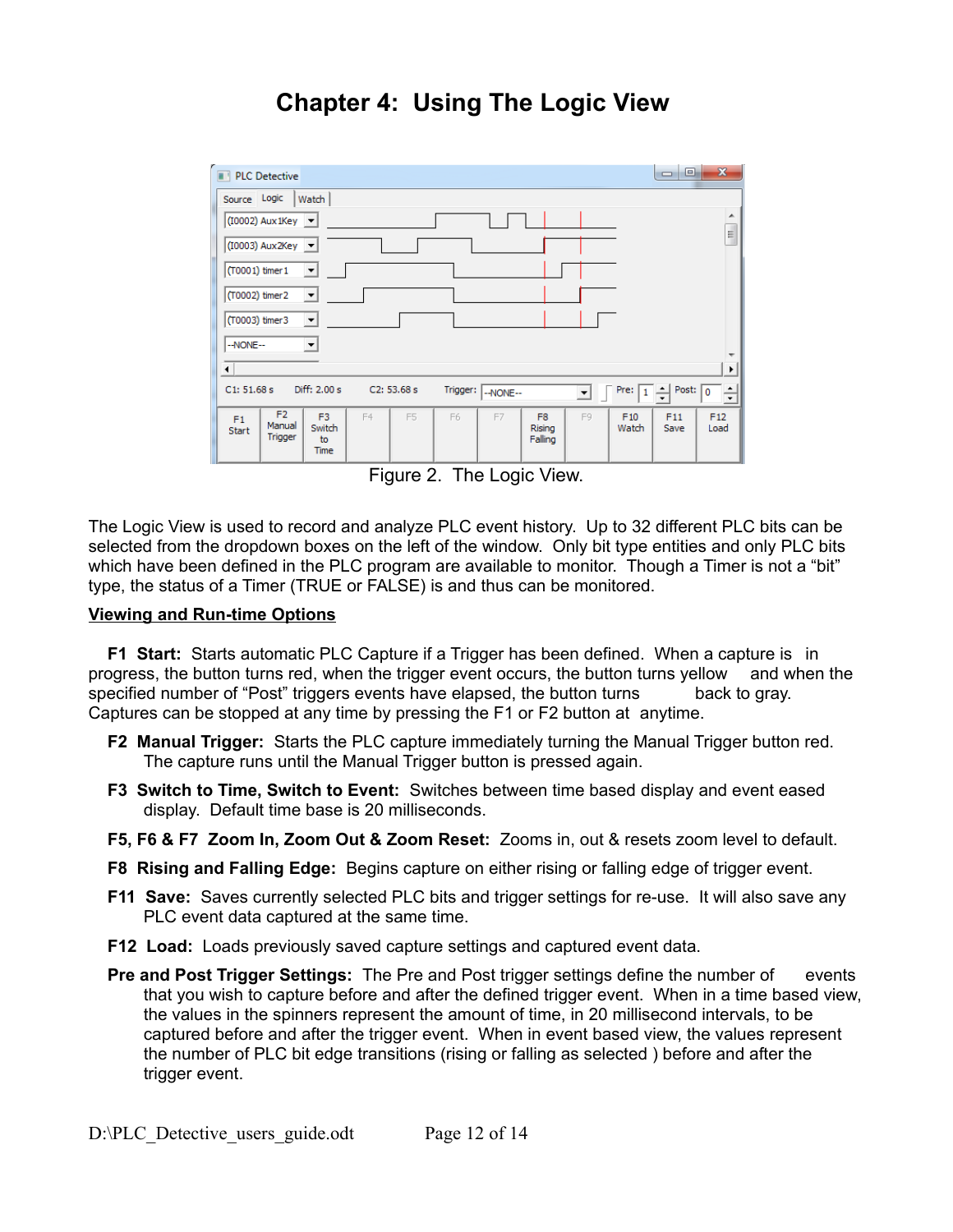# Chapter 4: Using The Logic View

Figure 2. The Logic View.

The Logic View is used to record and analyze PLC event history. Up to 32 different PLC bits can be selected from the dropdown boxes on the left of the window. Only bit type entities and only PLC bits which have been defined in the PLC program are available to monitor. Though a Timer is not a "bit" type, the status of a Timer (TRUE or FALSE) is and thus can be monitored.

**Viewing and Run-time Options**

**F1 Start:** Starts automatic PLC Capture if a Trigger has been defined. When a capture is in progress, the button turns red, when the trigger event occurs, the button turns yellow and when the specified number of "Post" triggers events have elapsed, the button turns back to gray. Captures can be stopped at any time by pressing the F1 or F2 button at anytime.

**F2 Manual Trigger:** Starts the PLC capture immediately turning the Manual Trigger button red. The capture runs until the Manual Trigger button is pressed again.

**F3 Switch to Time, Switch to Event:** Switches between time based display and event eased display. Default time base is 20 milliseconds.

**F5, F6 & F7 Zoom In, Zoom Out & Zoom Reset:** Zooms in, out & resets zoom level to default.

**F8 Rising and Falling Edge:** Begins capture on either rising or falling edge of trigger event.

**F11 Save:** Saves currently selected PLC bits and trigger settings for re-use. It will also save any PLC event data captured at the same time.

**F12 Load:** Loads previously saved capture settings and captured event data.

**Pre and Post Trigger Settings:** The Pre and Post trigger settings define the number of events that you wish to capture before and after the defined trigger event. When in a time based view, the values in the spinners represent the amount of time, in 20 millisecond intervals, to be captured before and after the trigger event. When in event based view, the values represent the number of PLC bit edge transitions (rising or falling as selected ) before and after the trigger event.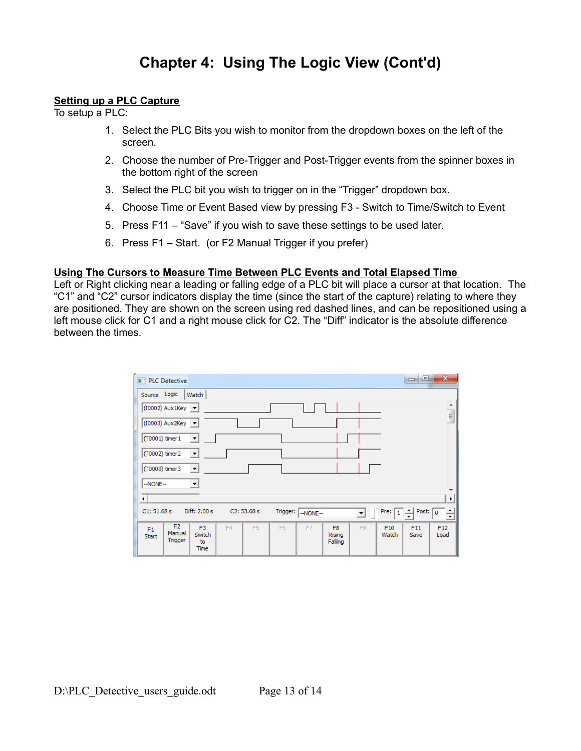# Chapter 4: Using The Logic View (Cont'd)

**Setting up a PLC Capture**

To setup a PLC:

1. Select the PLC Bits you wish to monitor from the dropdown boxes on the left of the screen.
2. Choose the number of Pre-Trigger and Post-Trigger events from the spinner boxes in the bottom right of the screen
3. Select the PLC bit you wish to trigger on in the "Trigger" dropdown box.
4. Choose Time or Event Based view by pressing F3 - Switch to Time/Switch to Event
5. Press F11 – "Save" if you wish to save these settings to be used later.
6. Press F1 – Start. (or F2 Manual Trigger if you prefer)

**Using The Cursors to Measure Time Between PLC Events and Total Elapsed Time**

Left or Right clicking near a leading or falling edge of a PLC bit will place a cursor at that location. The "C1" and "C2" cursor indicators display the time (since the start of the capture) relating to where they are positioned. They are shown on the screen using red dashed lines, and can be repositioned using a left mouse click for C1 and a right mouse click for C2. The "Diff" indicator is the absolute difference between the times.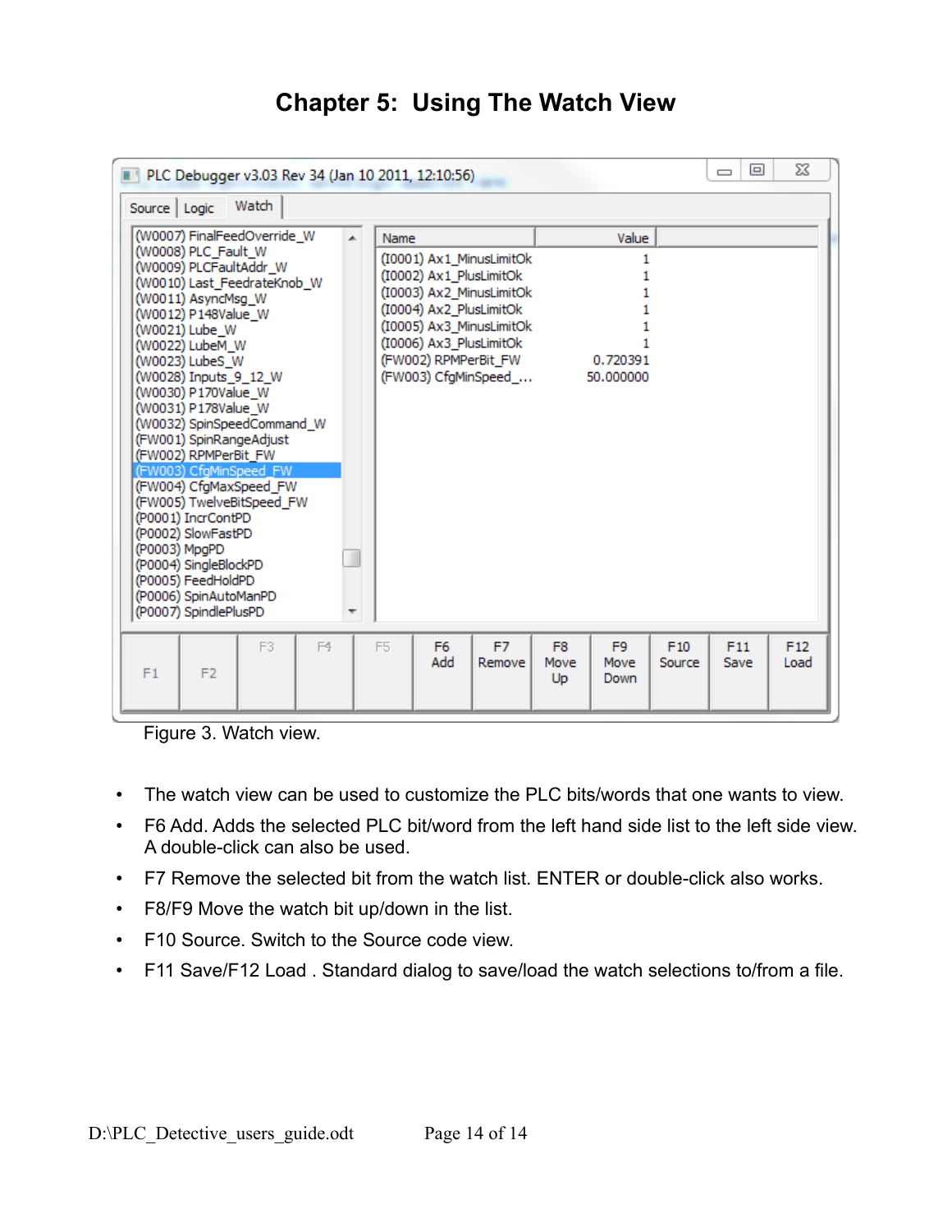# Chapter 5: Using The Watch View

Figure 3. Watch view.

- The watch view can be used to customize the PLC bits/words that one wants to view.
- F6 Add. Adds the selected PLC bit/word from the left hand side list to the left side view. A double-click can also be used.
- F7 Remove the selected bit from the watch list. ENTER or double-click also works.
- F8/F9 Move the watch bit up/down in the list.
- F10 Source. Switch to the Source code view.
- F11 Save/F12 Load . Standard dialog to save/load the watch selections to/from a file.